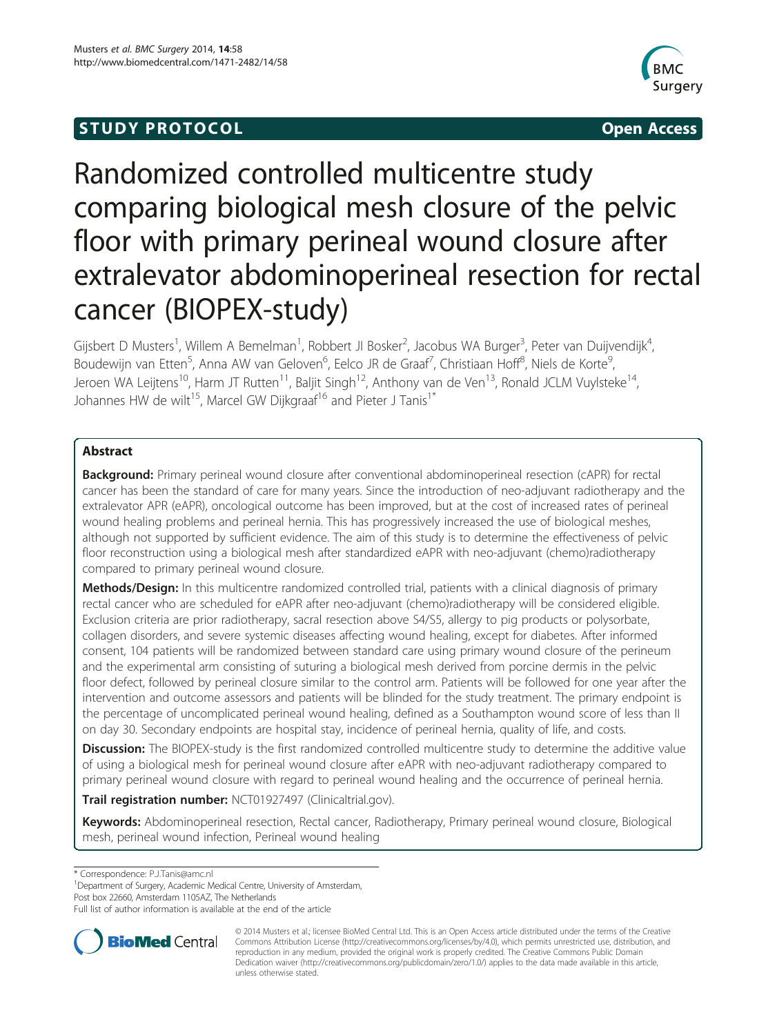**STUDY PROTOCOL** **Open Access**

# Randomized controlled multicentre study comparing biological mesh closure of the pelvic floor with primary perineal wound closure after extralevator abdominoperineal resection for rectal cancer (BIOPEX-study)

Gijsbert D Musters[1], Willem A Bemelman[1], Robbert JI Bosker[2], Jacobus WA Burger[3], Peter van Duijvendijk[4], Boudewijn van Etten[5], Anna AW van Geloven[6], Eelco JR de Graaf[7], Christiaan Hoff[8], Niels de Korte[9], Jeroen WA Leijtens[10], Harm JT Rutten[11], Baljit Singh[12], Anthony van de Ven[13], Ronald JCLM Vuylsteke[14], Johannes HW de wilt[15], Marcel GW Dijkgraaf[16] and Pieter J Tanis[1*]

## Abstract

**Background:** Primary perineal wound closure after conventional abdominoperineal resection (cAPR) for rectal cancer has been the standard of care for many years. Since the introduction of neo-adjuvant radiotherapy and the extralevator APR (eAPR), oncological outcome has been improved, but at the cost of increased rates of perineal wound healing problems and perineal hernia. This has progressively increased the use of biological meshes, although not supported by sufficient evidence. The aim of this study is to determine the effectiveness of pelvic floor reconstruction using a biological mesh after standardized eAPR with neo-adjuvant (chemo)radiotherapy compared to primary perineal wound closure.

**Methods/Design:** In this multicentre randomized controlled trial, patients with a clinical diagnosis of primary rectal cancer who are scheduled for eAPR after neo-adjuvant (chemo)radiotherapy will be considered eligible. Exclusion criteria are prior radiotherapy, sacral resection above S4/S5, allergy to pig products or polysorbate, collagen disorders, and severe systemic diseases affecting wound healing, except for diabetes. After informed consent, 104 patients will be randomized between standard care using primary wound closure of the perineum and the experimental arm consisting of suturing a biological mesh derived from porcine dermis in the pelvic floor defect, followed by perineal closure similar to the control arm. Patients will be followed for one year after the intervention and outcome assessors and patients will be blinded for the study treatment. The primary endpoint is the percentage of uncomplicated perineal wound healing, defined as a Southampton wound score of less than II on day 30. Secondary endpoints are hospital stay, incidence of perineal hernia, quality of life, and costs.

**Discussion:** The BIOPEX-study is the first randomized controlled multicentre study to determine the additive value of using a biological mesh for perineal wound closure after eAPR with neo-adjuvant radiotherapy compared to primary perineal wound closure with regard to perineal wound healing and the occurrence of perineal hernia.

**Trail registration number:** NCT01927497 (Clinicaltrial.gov).

**Keywords:** Abdominoperineal resection, Rectal cancer, Radiotherapy, Primary perineal wound closure, Biological mesh, perineal wound infection, Perineal wound healing

\* Correspondence: P.J.Tanis@amc.nl
[1]Department of Surgery, Academic Medical Centre, University of Amsterdam, Post box 22660, Amsterdam 1105AZ, The Netherlands
Full list of author information is available at the end of the article

© 2014 Musters et al.; licensee BioMed Central Ltd. This is an Open Access article distributed under the terms of the Creative Commons Attribution License (http://creativecommons.org/licenses/by/4.0), which permits unrestricted use, distribution, and reproduction in any medium, provided the original work is properly credited. The Creative Commons Public Domain Dedication waiver (http://creativecommons.org/publicdomain/zero/1.0/) applies to the data made available in this article, unless otherwise stated.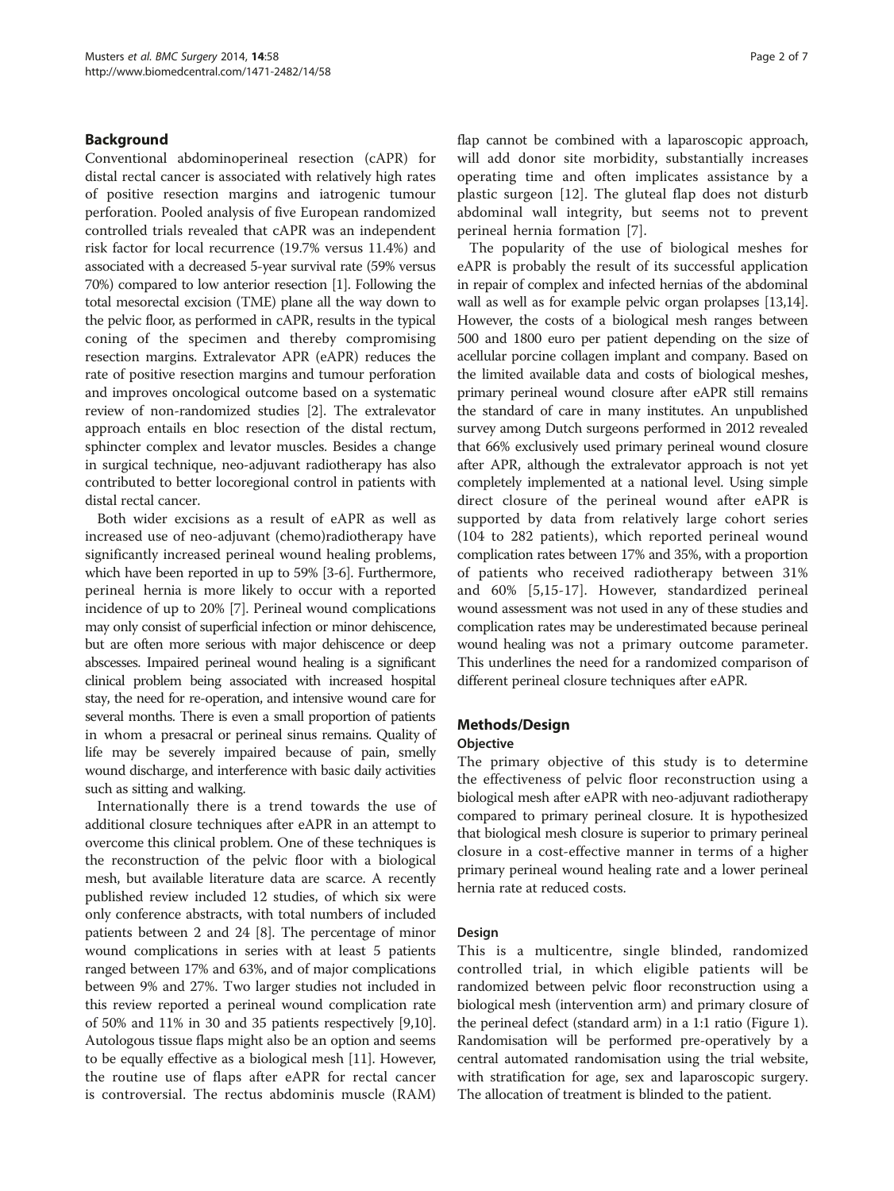## Background

Conventional abdominoperineal resection (cAPR) for distal rectal cancer is associated with relatively high rates of positive resection margins and iatrogenic tumour perforation. Pooled analysis of five European randomized controlled trials revealed that cAPR was an independent risk factor for local recurrence (19.7% versus 11.4%) and associated with a decreased 5-year survival rate (59% versus 70%) compared to low anterior resection [1]. Following the total mesorectal excision (TME) plane all the way down to the pelvic floor, as performed in cAPR, results in the typical coning of the specimen and thereby compromising resection margins. Extralevator APR (eAPR) reduces the rate of positive resection margins and tumour perforation and improves oncological outcome based on a systematic review of non-randomized studies [2]. The extralevator approach entails en bloc resection of the distal rectum, sphincter complex and levator muscles. Besides a change in surgical technique, neo-adjuvant radiotherapy has also contributed to better locoregional control in patients with distal rectal cancer.

Both wider excisions as a result of eAPR as well as increased use of neo-adjuvant (chemo)radiotherapy have significantly increased perineal wound healing problems, which have been reported in up to 59% [3-6]. Furthermore, perineal hernia is more likely to occur with a reported incidence of up to 20% [7]. Perineal wound complications may only consist of superficial infection or minor dehiscence, but are often more serious with major dehiscence or deep abscesses. Impaired perineal wound healing is a significant clinical problem being associated with increased hospital stay, the need for re-operation, and intensive wound care for several months. There is even a small proportion of patients in whom a presacral or perineal sinus remains. Quality of life may be severely impaired because of pain, smelly wound discharge, and interference with basic daily activities such as sitting and walking.

Internationally there is a trend towards the use of additional closure techniques after eAPR in an attempt to overcome this clinical problem. One of these techniques is the reconstruction of the pelvic floor with a biological mesh, but available literature data are scarce. A recently published review included 12 studies, of which six were only conference abstracts, with total numbers of included patients between 2 and 24 [8]. The percentage of minor wound complications in series with at least 5 patients ranged between 17% and 63%, and of major complications between 9% and 27%. Two larger studies not included in this review reported a perineal wound complication rate of 50% and 11% in 30 and 35 patients respectively [9,10]. Autologous tissue flaps might also be an option and seems to be equally effective as a biological mesh [11]. However, the routine use of flaps after eAPR for rectal cancer is controversial. The rectus abdominis muscle (RAM) flap cannot be combined with a laparoscopic approach, will add donor site morbidity, substantially increases operating time and often implicates assistance by a plastic surgeon [12]. The gluteal flap does not disturb abdominal wall integrity, but seems not to prevent perineal hernia formation [7].

The popularity of the use of biological meshes for eAPR is probably the result of its successful application in repair of complex and infected hernias of the abdominal wall as well as for example pelvic organ prolapses [13,14]. However, the costs of a biological mesh ranges between 500 and 1800 euro per patient depending on the size of acellular porcine collagen implant and company. Based on the limited available data and costs of biological meshes, primary perineal wound closure after eAPR still remains the standard of care in many institutes. An unpublished survey among Dutch surgeons performed in 2012 revealed that 66% exclusively used primary perineal wound closure after APR, although the extralevator approach is not yet completely implemented at a national level. Using simple direct closure of the perineal wound after eAPR is supported by data from relatively large cohort series (104 to 282 patients), which reported perineal wound complication rates between 17% and 35%, with a proportion of patients who received radiotherapy between 31% and 60% [5,15-17]. However, standardized perineal wound assessment was not used in any of these studies and complication rates may be underestimated because perineal wound healing was not a primary outcome parameter. This underlines the need for a randomized comparison of different perineal closure techniques after eAPR.

## Methods/Design

### Objective

The primary objective of this study is to determine the effectiveness of pelvic floor reconstruction using a biological mesh after eAPR with neo-adjuvant radiotherapy compared to primary perineal closure. It is hypothesized that biological mesh closure is superior to primary perineal closure in a cost-effective manner in terms of a higher primary perineal wound healing rate and a lower perineal hernia rate at reduced costs.

### Design

This is a multicentre, single blinded, randomized controlled trial, in which eligible patients will be randomized between pelvic floor reconstruction using a biological mesh (intervention arm) and primary closure of the perineal defect (standard arm) in a 1:1 ratio (Figure 1). Randomisation will be performed pre-operatively by a central automated randomisation using the trial website, with stratification for age, sex and laparoscopic surgery. The allocation of treatment is blinded to the patient.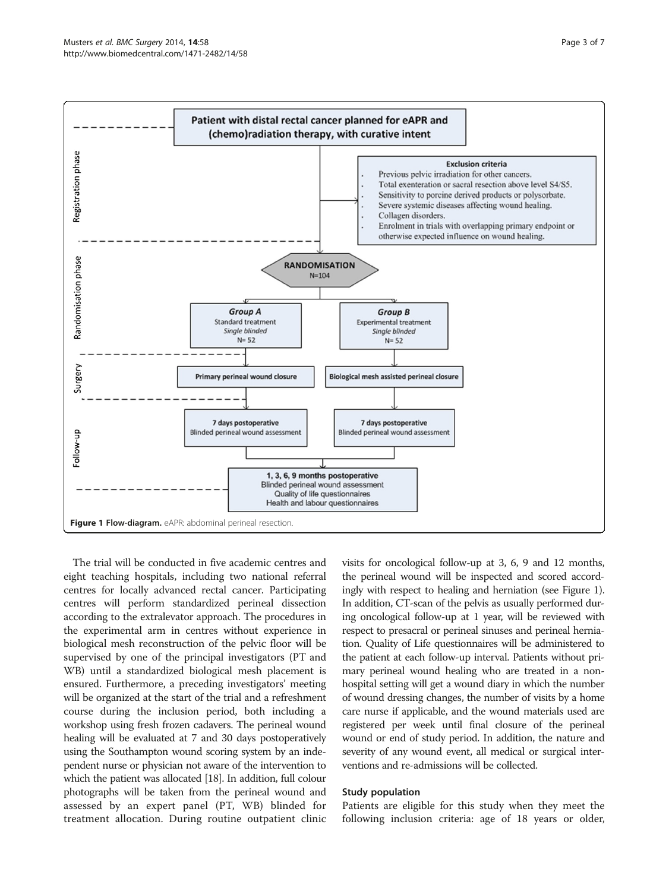Patient with distal rectal cancer planned for eAPR and (chemo)radiation therapy, with curative intent

**Registration phase**

**Exclusion criteria**

- Previous pelvic irradiation for other cancers.
- Total exenteration or sacral resection above level S4/S5.
- Sensitivity to porcine derived products or polysorbate.
- Severe systemic diseases affecting wound healing.
- Collagen disorders.
- Enrolment in trials with overlapping primary endpoint or otherwise expected influence on wound healing.

**Randomisation phase**

RANDOMISATION N=104

| Group A | Group B |
| --- | --- |
| Standard treatment | Experimental treatment |
| Single blinded | Single blinded |
| N= 52 | N= 52 |

**Surgery**

| Group A | Group B |
| --- | --- |
| Primary perineal wound closure | Biological mesh assisted perineal closure |

**Follow-up**

| Group A | Group B |
| --- | --- |
| 7 days postoperative | 7 days postoperative |
| Blinded perineal wound assessment | Blinded perineal wound assessment |

1, 3, 6, 9 months postoperative
Blinded perineal wound assessment
Quality of life questionnaires
Health and labour questionnaires

**Figure 1 Flow-diagram.** eAPR: abdominal perineal resection.

The trial will be conducted in five academic centres and eight teaching hospitals, including two national referral centres for locally advanced rectal cancer. Participating centres will perform standardized perineal dissection according to the extralevator approach. The procedures in the experimental arm in centres without experience in biological mesh reconstruction of the pelvic floor will be supervised by one of the principal investigators (PT and WB) until a standardized biological mesh placement is ensured. Furthermore, a preceding investigators' meeting will be organized at the start of the trial and a refreshment course during the inclusion period, both including a workshop using fresh frozen cadavers. The perineal wound healing will be evaluated at 7 and 30 days postoperatively using the Southampton wound scoring system by an independent nurse or physician not aware of the intervention to which the patient was allocated [18]. In addition, full colour photographs will be taken from the perineal wound and assessed by an expert panel (PT, WB) blinded for treatment allocation. During routine outpatient clinic visits for oncological follow-up at 3, 6, 9 and 12 months, the perineal wound will be inspected and scored accordingly with respect to healing and herniation (see Figure 1). In addition, CT-scan of the pelvis as usually performed during oncological follow-up at 1 year, will be reviewed with respect to presacral or perineal sinuses and perineal herniation. Quality of Life questionnaires will be administered to the patient at each follow-up interval. Patients without primary perineal wound healing who are treated in a non-hospital setting will get a wound diary in which the number of wound dressing changes, the number of visits by a home care nurse if applicable, and the wound materials used are registered per week until final closure of the perineal wound or end of study period. In addition, the nature and severity of any wound event, all medical or surgical interventions and re-admissions will be collected.

### Study population

Patients are eligible for this study when they meet the following inclusion criteria: age of 18 years or older,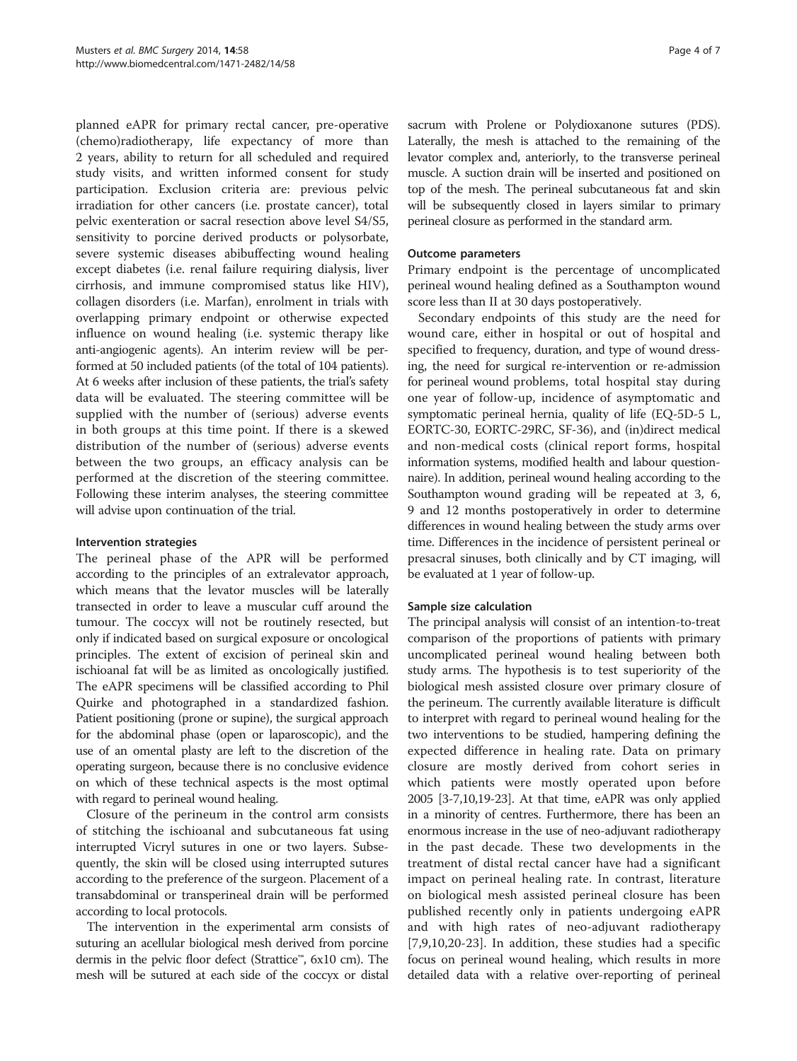planned eAPR for primary rectal cancer, pre-operative (chemo)radiotherapy, life expectancy of more than 2 years, ability to return for all scheduled and required study visits, and written informed consent for study participation. Exclusion criteria are: previous pelvic irradiation for other cancers (i.e. prostate cancer), total pelvic exenteration or sacral resection above level S4/S5, sensitivity to porcine derived products or polysorbate, severe systemic diseases abibuffecting wound healing except diabetes (i.e. renal failure requiring dialysis, liver cirrhosis, and immune compromised status like HIV), collagen disorders (i.e. Marfan), enrolment in trials with overlapping primary endpoint or otherwise expected influence on wound healing (i.e. systemic therapy like anti-angiogenic agents). An interim review will be performed at 50 included patients (of the total of 104 patients). At 6 weeks after inclusion of these patients, the trial's safety data will be evaluated. The steering committee will be supplied with the number of (serious) adverse events in both groups at this time point. If there is a skewed distribution of the number of (serious) adverse events between the two groups, an efficacy analysis can be performed at the discretion of the steering committee. Following these interim analyses, the steering committee will advise upon continuation of the trial.

#### Intervention strategies

The perineal phase of the APR will be performed according to the principles of an extralevator approach, which means that the levator muscles will be laterally transected in order to leave a muscular cuff around the tumour. The coccyx will not be routinely resected, but only if indicated based on surgical exposure or oncological principles. The extent of excision of perineal skin and ischioanal fat will be as limited as oncologically justified. The eAPR specimens will be classified according to Phil Quirke and photographed in a standardized fashion. Patient positioning (prone or supine), the surgical approach for the abdominal phase (open or laparoscopic), and the use of an omental plasty are left to the discretion of the operating surgeon, because there is no conclusive evidence on which of these technical aspects is the most optimal with regard to perineal wound healing.

Closure of the perineum in the control arm consists of stitching the ischioanal and subcutaneous fat using interrupted Vicryl sutures in one or two layers. Subsequently, the skin will be closed using interrupted sutures according to the preference of the surgeon. Placement of a transabdominal or transperineal drain will be performed according to local protocols.

The intervention in the experimental arm consists of suturing an acellular biological mesh derived from porcine dermis in the pelvic floor defect (Strattice™, 6x10 cm). The mesh will be sutured at each side of the coccyx or distal sacrum with Prolene or Polydioxanone sutures (PDS). Laterally, the mesh is attached to the remaining of the levator complex and, anteriorly, to the transverse perineal muscle. A suction drain will be inserted and positioned on top of the mesh. The perineal subcutaneous fat and skin will be subsequently closed in layers similar to primary perineal closure as performed in the standard arm.

#### Outcome parameters

Primary endpoint is the percentage of uncomplicated perineal wound healing defined as a Southampton wound score less than II at 30 days postoperatively.

Secondary endpoints of this study are the need for wound care, either in hospital or out of hospital and specified to frequency, duration, and type of wound dressing, the need for surgical re-intervention or re-admission for perineal wound problems, total hospital stay during one year of follow-up, incidence of asymptomatic and symptomatic perineal hernia, quality of life (EQ-5D-5 L, EORTC-30, EORTC-29RC, SF-36), and (in)direct medical and non-medical costs (clinical report forms, hospital information systems, modified health and labour questionnaire). In addition, perineal wound healing according to the Southampton wound grading will be repeated at 3, 6, 9 and 12 months postoperatively in order to determine differences in wound healing between the study arms over time. Differences in the incidence of persistent perineal or presacral sinuses, both clinically and by CT imaging, will be evaluated at 1 year of follow-up.

#### Sample size calculation

The principal analysis will consist of an intention-to-treat comparison of the proportions of patients with primary uncomplicated perineal wound healing between both study arms. The hypothesis is to test superiority of the biological mesh assisted closure over primary closure of the perineum. The currently available literature is difficult to interpret with regard to perineal wound healing for the two interventions to be studied, hampering defining the expected difference in healing rate. Data on primary closure are mostly derived from cohort series in which patients were mostly operated upon before 2005 [3-7,10,19-23]. At that time, eAPR was only applied in a minority of centres. Furthermore, there has been an enormous increase in the use of neo-adjuvant radiotherapy in the past decade. These two developments in the treatment of distal rectal cancer have had a significant impact on perineal healing rate. In contrast, literature on biological mesh assisted perineal closure has been published recently only in patients undergoing eAPR and with high rates of neo-adjuvant radiotherapy [7,9,10,20-23]. In addition, these studies had a specific focus on perineal wound healing, which results in more detailed data with a relative over-reporting of perineal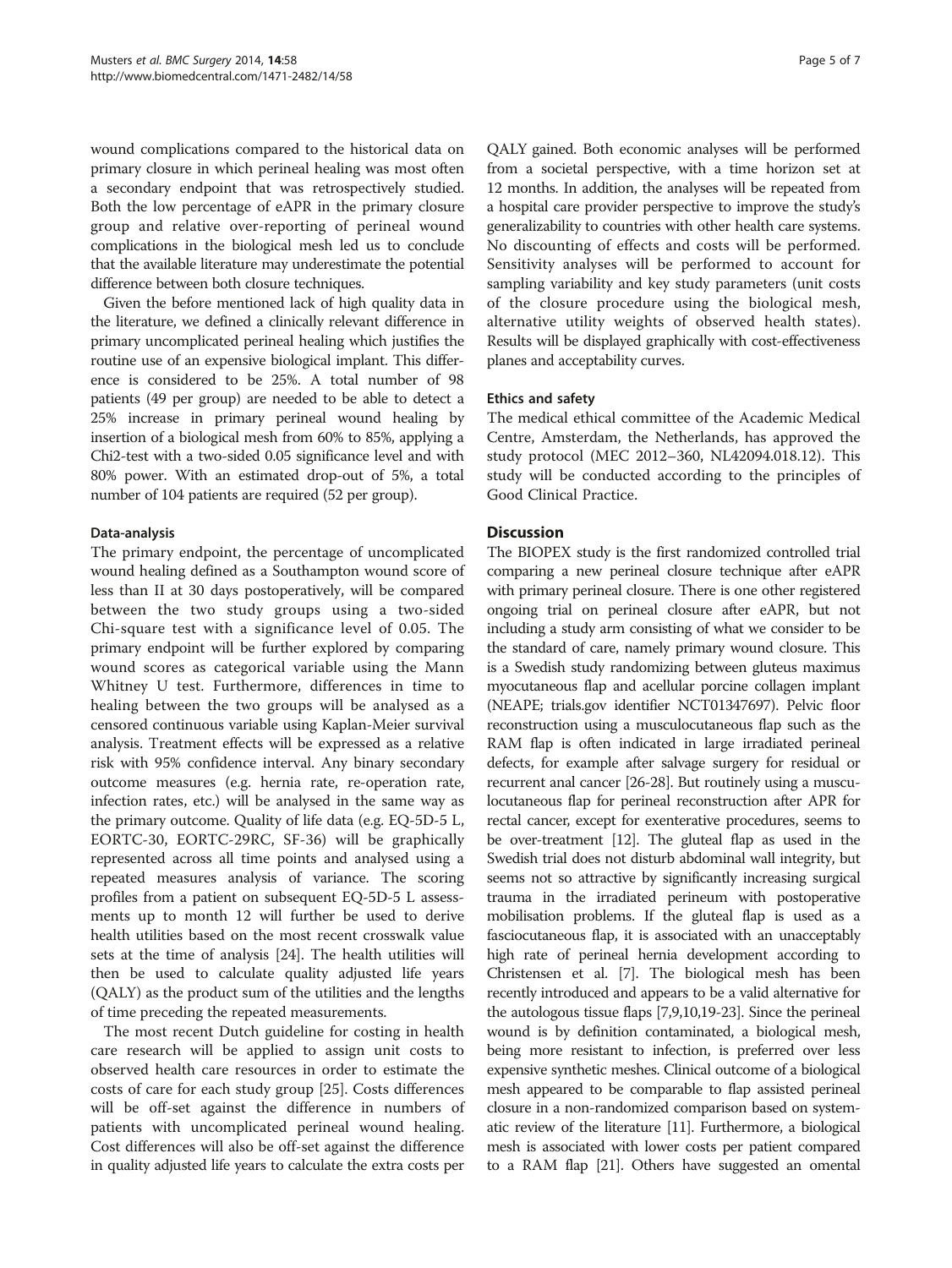wound complications compared to the historical data on primary closure in which perineal healing was most often a secondary endpoint that was retrospectively studied. Both the low percentage of eAPR in the primary closure group and relative over-reporting of perineal wound complications in the biological mesh led us to conclude that the available literature may underestimate the potential difference between both closure techniques.

Given the before mentioned lack of high quality data in the literature, we defined a clinically relevant difference in primary uncomplicated perineal healing which justifies the routine use of an expensive biological implant. This difference is considered to be 25%. A total number of 98 patients (49 per group) are needed to be able to detect a 25% increase in primary perineal wound healing by insertion of a biological mesh from 60% to 85%, applying a Chi2-test with a two-sided 0.05 significance level and with 80% power. With an estimated drop-out of 5%, a total number of 104 patients are required (52 per group).

#### Data-analysis

The primary endpoint, the percentage of uncomplicated wound healing defined as a Southampton wound score of less than II at 30 days postoperatively, will be compared between the two study groups using a two-sided Chi-square test with a significance level of 0.05. The primary endpoint will be further explored by comparing wound scores as categorical variable using the Mann Whitney U test. Furthermore, differences in time to healing between the two groups will be analysed as a censored continuous variable using Kaplan-Meier survival analysis. Treatment effects will be expressed as a relative risk with 95% confidence interval. Any binary secondary outcome measures (e.g. hernia rate, re-operation rate, infection rates, etc.) will be analysed in the same way as the primary outcome. Quality of life data (e.g. EQ-5D-5 L, EORTC-30, EORTC-29RC, SF-36) will be graphically represented across all time points and analysed using a repeated measures analysis of variance. The scoring profiles from a patient on subsequent EQ-5D-5 L assessments up to month 12 will further be used to derive health utilities based on the most recent crosswalk value sets at the time of analysis [24]. The health utilities will then be used to calculate quality adjusted life years (QALY) as the product sum of the utilities and the lengths of time preceding the repeated measurements.

The most recent Dutch guideline for costing in health care research will be applied to assign unit costs to observed health care resources in order to estimate the costs of care for each study group [25]. Costs differences will be off-set against the difference in numbers of patients with uncomplicated perineal wound healing. Cost differences will also be off-set against the difference in quality adjusted life years to calculate the extra costs per QALY gained. Both economic analyses will be performed from a societal perspective, with a time horizon set at 12 months. In addition, the analyses will be repeated from a hospital care provider perspective to improve the study's generalizability to countries with other health care systems. No discounting of effects and costs will be performed. Sensitivity analyses will be performed to account for sampling variability and key study parameters (unit costs of the closure procedure using the biological mesh, alternative utility weights of observed health states). Results will be displayed graphically with cost-effectiveness planes and acceptability curves.

#### Ethics and safety

The medical ethical committee of the Academic Medical Centre, Amsterdam, the Netherlands, has approved the study protocol (MEC 2012–360, NL42094.018.12). This study will be conducted according to the principles of Good Clinical Practice.

## Discussion

The BIOPEX study is the first randomized controlled trial comparing a new perineal closure technique after eAPR with primary perineal closure. There is one other registered ongoing trial on perineal closure after eAPR, but not including a study arm consisting of what we consider to be the standard of care, namely primary wound closure. This is a Swedish study randomizing between gluteus maximus myocutaneous flap and acellular porcine collagen implant (NEAPE; trials.gov identifier NCT01347697). Pelvic floor reconstruction using a musculocutaneous flap such as the RAM flap is often indicated in large irradiated perineal defects, for example after salvage surgery for residual or recurrent anal cancer [26-28]. But routinely using a musculocutaneous flap for perineal reconstruction after APR for rectal cancer, except for exenterative procedures, seems to be over-treatment [12]. The gluteal flap as used in the Swedish trial does not disturb abdominal wall integrity, but seems not so attractive by significantly increasing surgical trauma in the irradiated perineum with postoperative mobilisation problems. If the gluteal flap is used as a fasciocutaneous flap, it is associated with an unacceptably high rate of perineal hernia development according to Christensen et al. [7]. The biological mesh has been recently introduced and appears to be a valid alternative for the autologous tissue flaps [7,9,10,19-23]. Since the perineal wound is by definition contaminated, a biological mesh, being more resistant to infection, is preferred over less expensive synthetic meshes. Clinical outcome of a biological mesh appeared to be comparable to flap assisted perineal closure in a non-randomized comparison based on systematic review of the literature [11]. Furthermore, a biological mesh is associated with lower costs per patient compared to a RAM flap [21]. Others have suggested an omental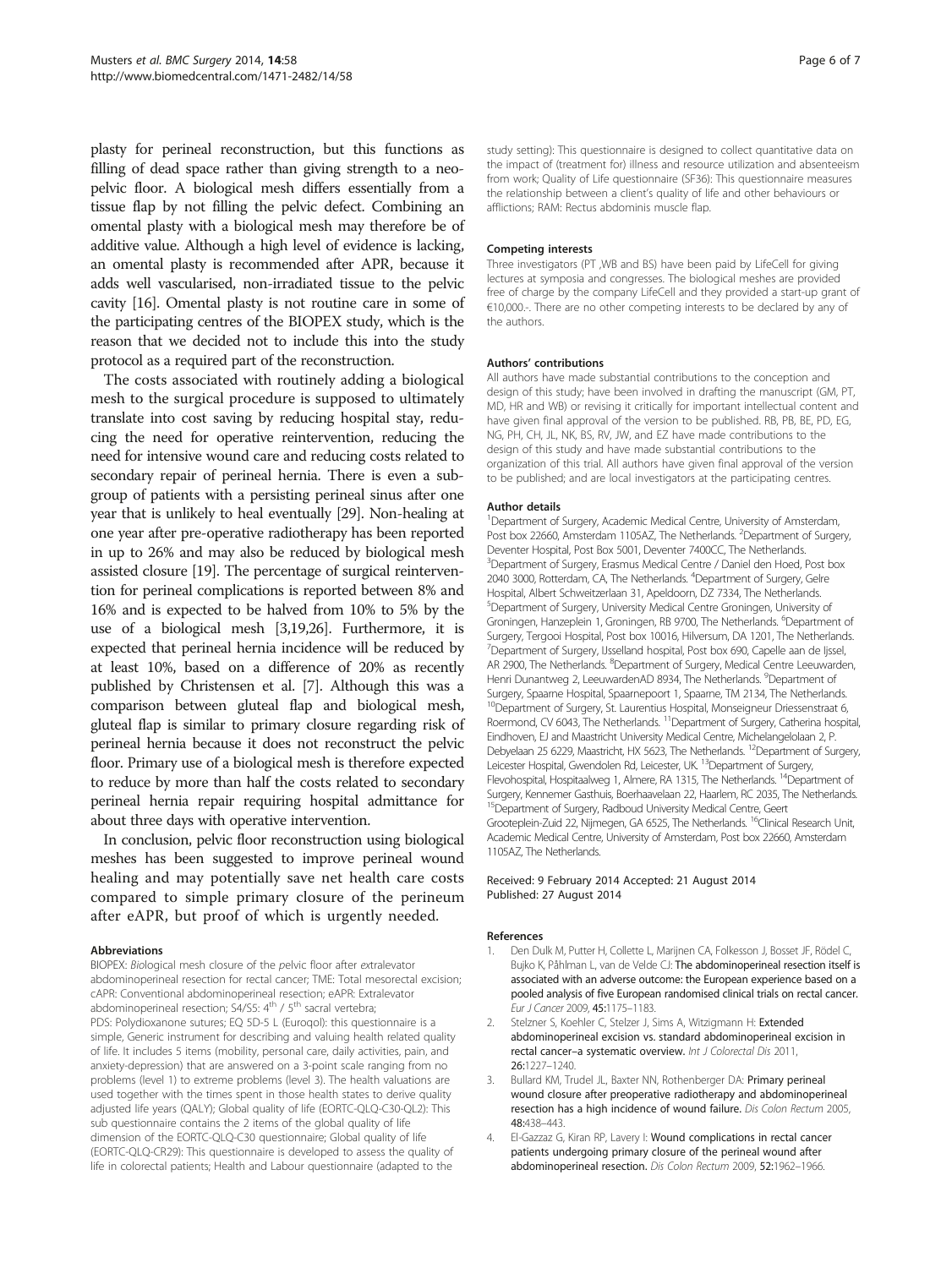plasty for perineal reconstruction, but this functions as filling of dead space rather than giving strength to a neo-pelvic floor. A biological mesh differs essentially from a tissue flap by not filling the pelvic defect. Combining an omental plasty with a biological mesh may therefore be of additive value. Although a high level of evidence is lacking, an omental plasty is recommended after APR, because it adds well vascularised, non-irradiated tissue to the pelvic cavity [16]. Omental plasty is not routine care in some of the participating centres of the BIOPEX study, which is the reason that we decided not to include this into the study protocol as a required part of the reconstruction.

The costs associated with routinely adding a biological mesh to the surgical procedure is supposed to ultimately translate into cost saving by reducing hospital stay, reducing the need for operative reintervention, reducing the need for intensive wound care and reducing costs related to secondary repair of perineal hernia. There is even a subgroup of patients with a persisting perineal sinus after one year that is unlikely to heal eventually [29]. Non-healing at one year after pre-operative radiotherapy has been reported in up to 26% and may also be reduced by biological mesh assisted closure [19]. The percentage of surgical reintervention for perineal complications is reported between 8% and 16% and is expected to be halved from 10% to 5% by the use of a biological mesh [3,19,26]. Furthermore, it is expected that perineal hernia incidence will be reduced by at least 10%, based on a difference of 20% as recently published by Christensen et al. [7]. Although this was a comparison between gluteal flap and biological mesh, gluteal flap is similar to primary closure regarding risk of perineal hernia because it does not reconstruct the pelvic floor. Primary use of a biological mesh is therefore expected to reduce by more than half the costs related to secondary perineal hernia repair requiring hospital admittance for about three days with operative intervention.

In conclusion, pelvic floor reconstruction using biological meshes has been suggested to improve perineal wound healing and may potentially save net health care costs compared to simple primary closure of the perineum after eAPR, but proof of which is urgently needed.

#### Abbreviations

BIOPEX: *Bio*logical mesh closure of the *p*elvic floor after *ex*tralevator abdominoperineal resection for rectal cancer; TME: Total mesorectal excision; cAPR: Conventional abdominoperineal resection; eAPR: Extralevator abdominoperineal resection; S4/S5: 4th / 5th sacral vertebra; PDS: Polydioxanone sutures; EQ 5D-5 L (Euroqol): this questionnaire is a simple, Generic instrument for describing and valuing health related quality of life. It includes 5 items (mobility, personal care, daily activities, pain, and anxiety-depression) that are answered on a 3-point scale ranging from no problems (level 1) to extreme problems (level 3). The health valuations are used together with the times spent in those health states to derive quality adjusted life years (QALY); Global quality of life (EORTC-QLQ-C30-QL2): This sub questionnaire contains the 2 items of the global quality of life dimension of the EORTC-QLQ-C30 questionnaire; Global quality of life (EORTC-QLQ-CR29): This questionnaire is developed to assess the quality of life in colorectal patients; Health and Labour questionnaire (adapted to the study setting): This questionnaire is designed to collect quantitative data on the impact of (treatment for) illness and resource utilization and absenteeism from work; Quality of Life questionnaire (SF36): This questionnaire measures the relationship between a client's quality of life and other behaviours or afflictions; RAM: Rectus abdominis muscle flap.

#### Competing interests

Three investigators (PT ,WB and BS) have been paid by LifeCell for giving lectures at symposia and congresses. The biological meshes are provided free of charge by the company LifeCell and they provided a start-up grant of €10,000.-. There are no other competing interests to be declared by any of the authors.

#### Authors' contributions

All authors have made substantial contributions to the conception and design of this study; have been involved in drafting the manuscript (GM, PT, MD, HR and WB) or revising it critically for important intellectual content and have given final approval of the version to be published. RB, PB, BE, PD, EG, NG, PH, CH, JL, NK, BS, RV, JW, and EZ have made contributions to the design of this study and have made substantial contributions to the organization of this trial. All authors have given final approval of the version to be published; and are local investigators at the participating centres.

#### Author details

[1]Department of Surgery, Academic Medical Centre, University of Amsterdam, Post box 22660, Amsterdam 1105AZ, The Netherlands. [2]Department of Surgery, Deventer Hospital, Post Box 5001, Deventer 7400CC, The Netherlands. [3]Department of Surgery, Erasmus Medical Centre / Daniel den Hoed, Post box 2040 3000, Rotterdam, CA, The Netherlands. [4]Department of Surgery, Gelre Hospital, Albert Schweitzerlaan 31, Apeldoorn, DZ 7334, The Netherlands. [5]Department of Surgery, University Medical Centre Groningen, University of Groningen, Hanzeplein 1, Groningen, RB 9700, The Netherlands. [6]Department of Surgery, Tergooi Hospital, Post box 10016, Hilversum, DA 1201, The Netherlands. [7]Department of Surgery, IJsselland hospital, Post box 690, Capelle aan de Ijssel, AR 2900, The Netherlands. [8]Department of Surgery, Medical Centre Leeuwarden, Henri Dunantweg 2, LeeuwardenAD 8934, The Netherlands. [9]Department of Surgery, Spaarne Hospital, Spaarnepoort 1, Spaarne, TM 2134, The Netherlands. [10]Department of Surgery, St. Laurentius Hospital, Monseigneur Driessenstraat 6, Roermond, CV 6043, The Netherlands. [11]Department of Surgery, Catherina hospital, Eindhoven, EJ and Maastricht University Medical Centre, Michelangelolaan 2, P. Debyelaan 25 6229, Maastricht, HX 5623, The Netherlands. [12]Department of Surgery, Leicester Hospital, Gwendolen Rd, Leicester, UK. [13]Department of Surgery, Flevohospital, Hospitaalweg 1, Almere, RA 1315, The Netherlands. [14]Department of Surgery, Kennemer Gasthuis, Boerhaavelaan 22, Haarlem, RC 2035, The Netherlands. [15]Department of Surgery, Radboud University Medical Centre, Geert Grooteplein-Zuid 22, Nijmegen, GA 6525, The Netherlands. [16]Clinical Research Unit, Academic Medical Centre, University of Amsterdam, Post box 22660, Amsterdam 1105AZ, The Netherlands.

Received: 9 February 2014 Accepted: 21 August 2014
Published: 27 August 2014

#### References

1. Den Dulk M, Putter H, Collette L, Marijnen CA, Folkesson J, Bosset JF, Rödel C, Bujko K, Påhlman L, van de Velde CJ: **The abdominoperineal resection itself is associated with an adverse outcome: the European experience based on a pooled analysis of five European randomised clinical trials on rectal cancer.** *Eur J Cancer* 2009, **45:**1175–1183.
2. Stelzner S, Koehler C, Stelzer J, Sims A, Witzigmann H: **Extended abdominoperineal excision vs. standard abdominoperineal excision in rectal cancer–a systematic overview.** *Int J Colorectal Dis* 2011, **26:**1227–1240.
3. Bullard KM, Trudel JL, Baxter NN, Rothenberger DA: **Primary perineal wound closure after preoperative radiotherapy and abdominoperineal resection has a high incidence of wound failure.** *Dis Colon Rectum* 2005, **48:**438–443.
4. El-Gazzaz G, Kiran RP, Lavery I: **Wound complications in rectal cancer patients undergoing primary closure of the perineal wound after abdominoperineal resection.** *Dis Colon Rectum* 2009, **52:**1962–1966.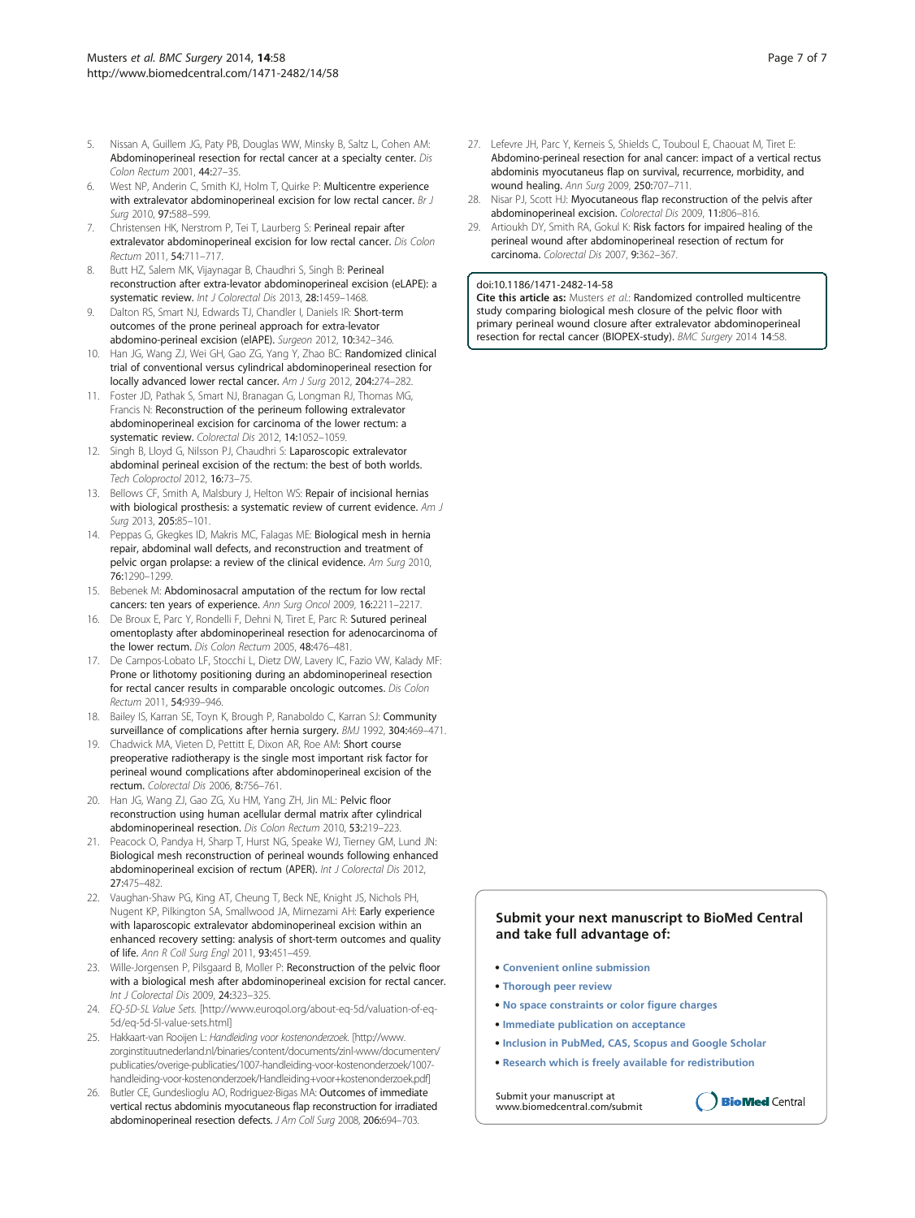5. Nissan A, Guillem JG, Paty PB, Douglas WW, Minsky B, Saltz L, Cohen AM: **Abdominoperineal resection for rectal cancer at a specialty center.** *Dis Colon Rectum* 2001, **44:**27–35.
6. West NP, Anderin C, Smith KJ, Holm T, Quirke P: **Multicentre experience with extralevator abdominoperineal excision for low rectal cancer.** *Br J Surg* 2010, **97:**588–599.
7. Christensen HK, Nerstrom P, Tei T, Laurberg S: **Perineal repair after extralevator abdominoperineal excision for low rectal cancer.** *Dis Colon Rectum* 2011, **54:**711–717.
8. Butt HZ, Salem MK, Vijaynagar B, Chaudhri S, Singh B: **Perineal reconstruction after extra-levator abdominoperineal excision (eLAPE): a systematic review.** *Int J Colorectal Dis* 2013, **28:**1459–1468.
9. Dalton RS, Smart NJ, Edwards TJ, Chandler I, Daniels IR: **Short-term outcomes of the prone perineal approach for extra-levator abdomino-perineal excision (elAPE).** *Surgeon* 2012, **10:**342–346.
10. Han JG, Wang ZJ, Wei GH, Gao ZG, Yang Y, Zhao BC: **Randomized clinical trial of conventional versus cylindrical abdominoperineal resection for locally advanced lower rectal cancer.** *Am J Surg* 2012, **204:**274–282.
11. Foster JD, Pathak S, Smart NJ, Branagan G, Longman RJ, Thomas MG, Francis N: **Reconstruction of the perineum following extralevator abdominoperineal excision for carcinoma of the lower rectum: a systematic review.** *Colorectal Dis* 2012, **14:**1052–1059.
12. Singh B, Lloyd G, Nilsson PJ, Chaudhri S: **Laparoscopic extralevator abdominal perineal excision of the rectum: the best of both worlds.** *Tech Coloproctol* 2012, **16:**73–75.
13. Bellows CF, Smith A, Malsbury J, Helton WS: **Repair of incisional hernias with biological prosthesis: a systematic review of current evidence.** *Am J Surg* 2013, **205:**85–101.
14. Peppas G, Gkegkes ID, Makris MC, Falagas ME: **Biological mesh in hernia repair, abdominal wall defects, and reconstruction and treatment of pelvic organ prolapse: a review of the clinical evidence.** *Am Surg* 2010, **76:**1290–1299.
15. Bebenek M: **Abdominosacral amputation of the rectum for low rectal cancers: ten years of experience.** *Ann Surg Oncol* 2009, **16:**2211–2217.
16. De Broux E, Parc Y, Rondelli F, Dehni N, Tiret E, Parc R: **Sutured perineal omentoplasty after abdominoperineal resection for adenocarcinoma of the lower rectum.** *Dis Colon Rectum* 2005, **48:**476–481.
17. De Campos-Lobato LF, Stocchi L, Dietz DW, Lavery IC, Fazio VW, Kalady MF: **Prone or lithotomy positioning during an abdominoperineal resection for rectal cancer results in comparable oncologic outcomes.** *Dis Colon Rectum* 2011, **54:**939–946.
18. Bailey IS, Karran SE, Toyn K, Brough P, Ranaboldo C, Karran SJ: **Community surveillance of complications after hernia surgery.** *BMJ* 1992, **304:**469–471.
19. Chadwick MA, Vieten D, Pettitt E, Dixon AR, Roe AM: **Short course preoperative radiotherapy is the single most important risk factor for perineal wound complications after abdominoperineal excision of the rectum.** *Colorectal Dis* 2006, **8:**756–761.
20. Han JG, Wang ZJ, Gao ZG, Xu HM, Yang ZH, Jin ML: **Pelvic floor reconstruction using human acellular dermal matrix after cylindrical abdominoperineal resection.** *Dis Colon Rectum* 2010, **53:**219–223.
21. Peacock O, Pandya H, Sharp T, Hurst NG, Speake WJ, Tierney GM, Lund JN: **Biological mesh reconstruction of perineal wounds following enhanced abdominoperineal excision of rectum (APER).** *Int J Colorectal Dis* 2012, **27:**475–482.
22. Vaughan-Shaw PG, King AT, Cheung T, Beck NE, Knight JS, Nichols PH, Nugent KP, Pilkington SA, Smallwood JA, Mirnezami AH: **Early experience with laparoscopic extralevator abdominoperineal excision within an enhanced recovery setting: analysis of short-term outcomes and quality of life.** *Ann R Coll Surg Engl* 2011, **93:**451–459.
23. Wille-Jorgensen P, Pilsgaard B, Moller P: **Reconstruction of the pelvic floor with a biological mesh after abdominoperineal excision for rectal cancer.** *Int J Colorectal Dis* 2009, **24:**323–325.
24. *EQ-5D-5L Value Sets.* [http://www.euroqol.org/about-eq-5d/valuation-of-eq-5d/eq-5d-5l-value-sets.html]
25. Hakkaart-van Rooijen L: *Handleiding voor kostenonderzoek.* [http://www.zorginstituutnederland.nl/binaries/content/documents/zinl-www/documenten/publicaties/overige-publicaties/1007-handleiding-voor-kostenonderzoek/1007-handleiding-voor-kostenonderzoek/Handleiding+voor+kostenonderzoek.pdf]
26. Butler CE, Gundeslioglu AO, Rodriguez-Bigas MA: **Outcomes of immediate vertical rectus abdominis myocutaneous flap reconstruction for irradiated abdominoperineal resection defects.** *J Am Coll Surg* 2008, **206:**694–703.
27. Lefevre JH, Parc Y, Kerneis S, Shields C, Touboul E, Chaouat M, Tiret E: **Abdomino-perineal resection for anal cancer: impact of a vertical rectus abdominis myocutaneous flap on survival, recurrence, morbidity, and wound healing.** *Ann Surg* 2009, **250:**707–711.
28. Nisar PJ, Scott HJ: **Myocutaneous flap reconstruction of the pelvis after abdominoperineal excision.** *Colorectal Dis* 2009, **11:**806–816.
29. Artioukh DY, Smith RA, Gokul K: **Risk factors for impaired healing of the perineal wound after abdominoperineal resection of rectum for carcinoma.** *Colorectal Dis* 2007, **9:**362–367.

doi:10.1186/1471-2482-14-58
**Cite this article as:** Musters *et al.*: **Randomized controlled multicentre study comparing biological mesh closure of the pelvic floor with primary perineal wound closure after extralevator abdominoperineal resection for rectal cancer (BIOPEX-study).** *BMC Surgery* 2014 **14**:58.

**Submit your next manuscript to BioMed Central and take full advantage of:**

- Convenient online submission
- Thorough peer review
- No space constraints or color figure charges
- Immediate publication on acceptance
- Inclusion in PubMed, CAS, Scopus and Google Scholar
- Research which is freely available for redistribution

Submit your manuscript at www.biomedcentral.com/submit

BioMed Central